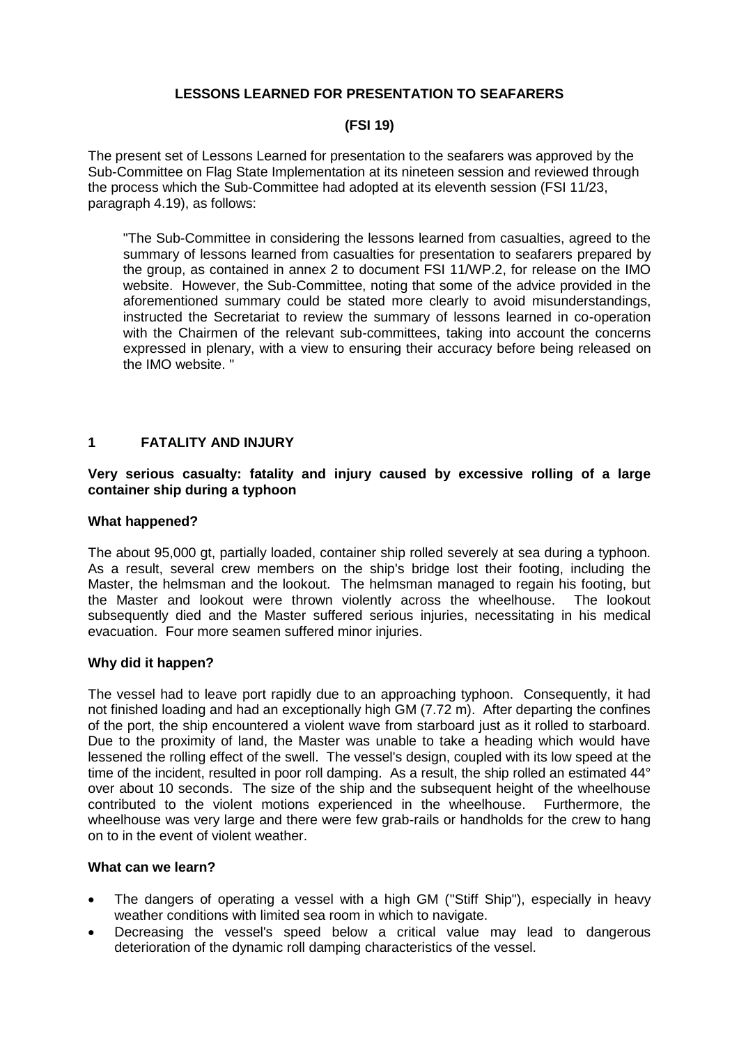**LESSONS LEARNED FOR PRESENTATION TO SEAFARERS**

**(FSI 19)**

The present set of Lessons Learned for presentation to the seafarers was approved by the Sub-Committee on Flag State Implementation at its nineteen session and reviewed through the process which the Sub-Committee had adopted at its eleventh session (FSI 11/23, paragraph 4.19), as follows:

> "The Sub-Committee in considering the lessons learned from casualties, agreed to the summary of lessons learned from casualties for presentation to seafarers prepared by the group, as contained in annex 2 to document FSI 11/WP.2, for release on the IMO website. However, the Sub-Committee, noting that some of the advice provided in the aforementioned summary could be stated more clearly to avoid misunderstandings, instructed the Secretariat to review the summary of lessons learned in co-operation with the Chairmen of the relevant sub-committees, taking into account the concerns expressed in plenary, with a view to ensuring their accuracy before being released on the IMO website. "

## 1 FATALITY AND INJURY

### Very serious casualty: fatality and injury caused by excessive rolling of a large container ship during a typhoon

**What happened?**

The about 95,000 gt, partially loaded, container ship rolled severely at sea during a typhoon. As a result, several crew members on the ship's bridge lost their footing, including the Master, the helmsman and the lookout. The helmsman managed to regain his footing, but the Master and lookout were thrown violently across the wheelhouse. The lookout subsequently died and the Master suffered serious injuries, necessitating in his medical evacuation. Four more seamen suffered minor injuries.

**Why did it happen?**

The vessel had to leave port rapidly due to an approaching typhoon. Consequently, it had not finished loading and had an exceptionally high GM (7.72 m). After departing the confines of the port, the ship encountered a violent wave from starboard just as it rolled to starboard. Due to the proximity of land, the Master was unable to take a heading which would have lessened the rolling effect of the swell. The vessel's design, coupled with its low speed at the time of the incident, resulted in poor roll damping. As a result, the ship rolled an estimated 44° over about 10 seconds. The size of the ship and the subsequent height of the wheelhouse contributed to the violent motions experienced in the wheelhouse. Furthermore, the wheelhouse was very large and there were few grab-rails or handholds for the crew to hang on to in the event of violent weather.

**What can we learn?**

- The dangers of operating a vessel with a high GM ("Stiff Ship"), especially in heavy weather conditions with limited sea room in which to navigate.
- Decreasing the vessel's speed below a critical value may lead to dangerous deterioration of the dynamic roll damping characteristics of the vessel.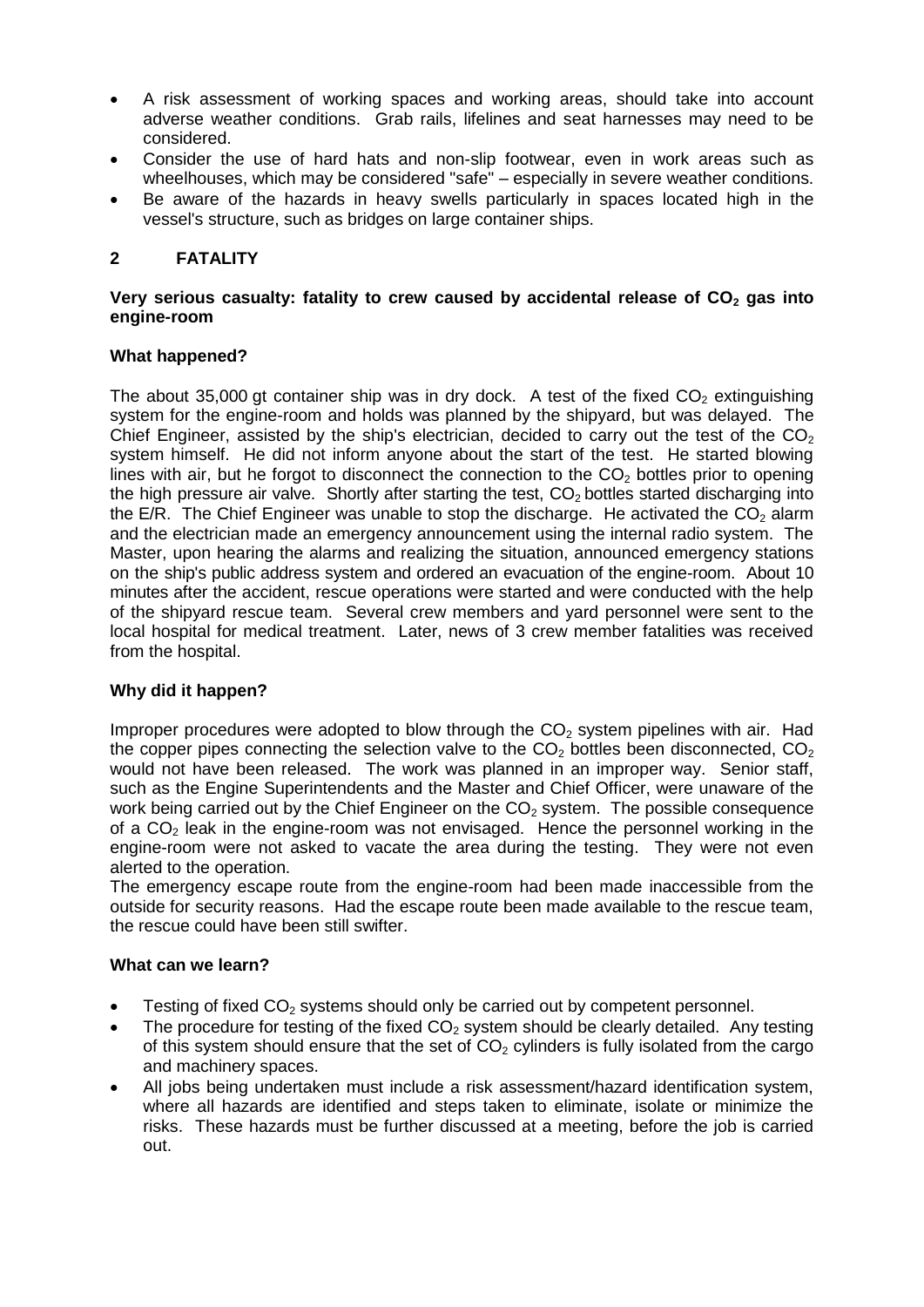- A risk assessment of working spaces and working areas, should take into account adverse weather conditions. Grab rails, lifelines and seat harnesses may need to be considered.
- Consider the use of hard hats and non-slip footwear, even in work areas such as wheelhouses, which may be considered "safe" – especially in severe weather conditions.
- Be aware of the hazards in heavy swells particularly in spaces located high in the vessel's structure, such as bridges on large container ships.

## 2 FATALITY

**Very serious casualty: fatality to crew caused by accidental release of $CO_2$ gas into engine-room**

### What happened?

The about 35,000 gt container ship was in dry dock. A test of the fixed $CO_2$ extinguishing system for the engine-room and holds was planned by the shipyard, but was delayed. The Chief Engineer, assisted by the ship's electrician, decided to carry out the test of the $CO_2$ system himself. He did not inform anyone about the start of the test. He started blowing lines with air, but he forgot to disconnect the connection to the $CO_2$ bottles prior to opening the high pressure air valve. Shortly after starting the test, $CO_2$ bottles started discharging into the E/R. The Chief Engineer was unable to stop the discharge. He activated the $CO_2$ alarm and the electrician made an emergency announcement using the internal radio system. The Master, upon hearing the alarms and realizing the situation, announced emergency stations on the ship's public address system and ordered an evacuation of the engine-room. About 10 minutes after the accident, rescue operations were started and were conducted with the help of the shipyard rescue team. Several crew members and yard personnel were sent to the local hospital for medical treatment. Later, news of 3 crew member fatalities was received from the hospital.

### Why did it happen?

Improper procedures were adopted to blow through the $CO_2$ system pipelines with air. Had the copper pipes connecting the selection valve to the $CO_2$ bottles been disconnected, $CO_2$ would not have been released. The work was planned in an improper way. Senior staff, such as the Engine Superintendents and the Master and Chief Officer, were unaware of the work being carried out by the Chief Engineer on the $CO_2$ system. The possible consequence of a $CO_2$ leak in the engine-room was not envisaged. Hence the personnel working in the engine-room were not asked to vacate the area during the testing. They were not even alerted to the operation.

The emergency escape route from the engine-room had been made inaccessible from the outside for security reasons. Had the escape route been made available to the rescue team, the rescue could have been still swifter.

### What can we learn?

- Testing of fixed $CO_2$ systems should only be carried out by competent personnel.
- The procedure for testing of the fixed $CO_2$ system should be clearly detailed. Any testing of this system should ensure that the set of $CO_2$ cylinders is fully isolated from the cargo and machinery spaces.
- All jobs being undertaken must include a risk assessment/hazard identification system, where all hazards are identified and steps taken to eliminate, isolate or minimize the risks. These hazards must be further discussed at a meeting, before the job is carried out.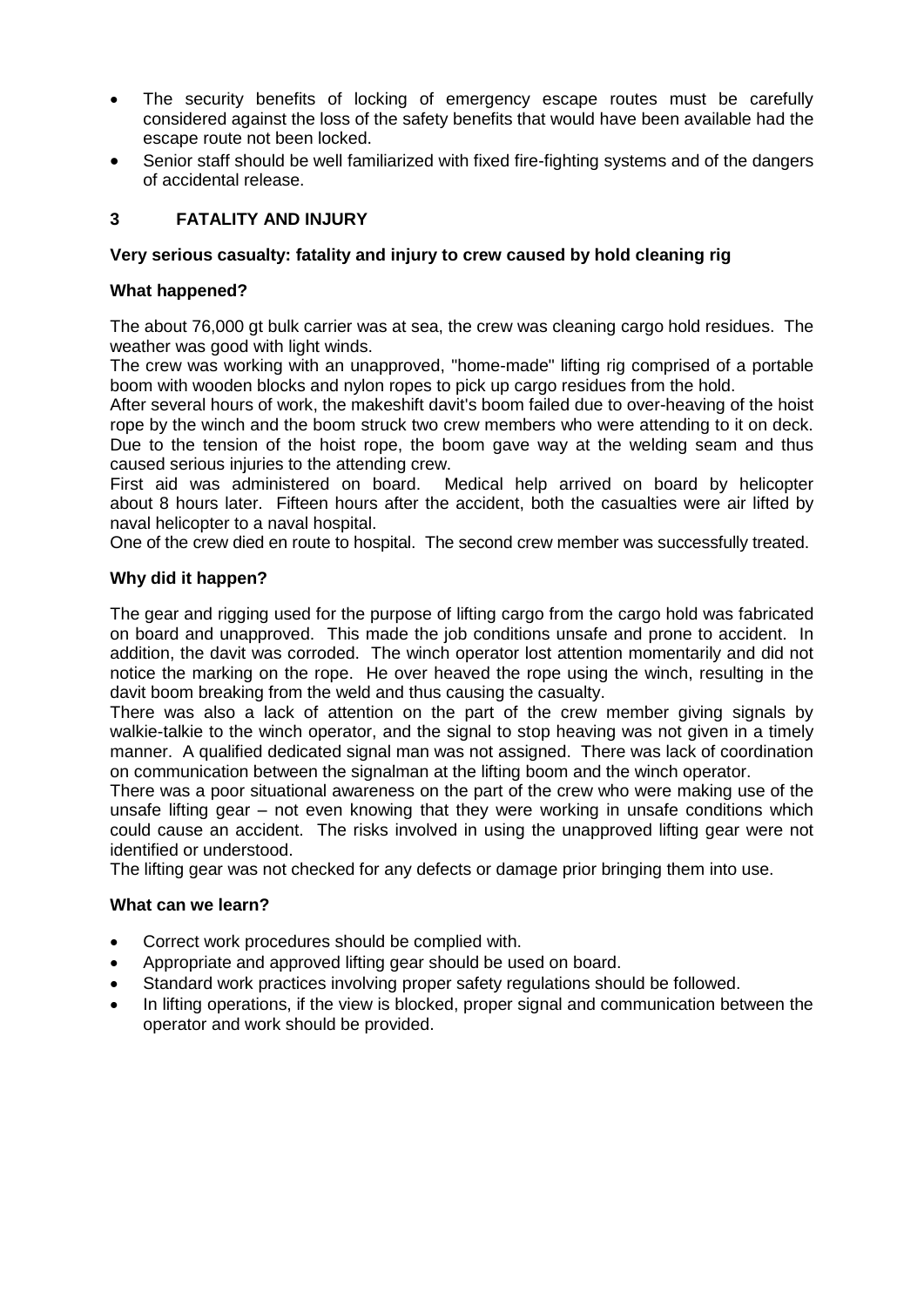- The security benefits of locking of emergency escape routes must be carefully considered against the loss of the safety benefits that would have been available had the escape route not been locked.
- Senior staff should be well familiarized with fixed fire-fighting systems and of the dangers of accidental release.

## 3 FATALITY AND INJURY

### Very serious casualty: fatality and injury to crew caused by hold cleaning rig

**What happened?**

The about 76,000 gt bulk carrier was at sea, the crew was cleaning cargo hold residues. The weather was good with light winds.

The crew was working with an unapproved, "home-made" lifting rig comprised of a portable boom with wooden blocks and nylon ropes to pick up cargo residues from the hold.

After several hours of work, the makeshift davit's boom failed due to over-heaving of the hoist rope by the winch and the boom struck two crew members who were attending to it on deck. Due to the tension of the hoist rope, the boom gave way at the welding seam and thus caused serious injuries to the attending crew.

First aid was administered on board. Medical help arrived on board by helicopter about 8 hours later. Fifteen hours after the accident, both the casualties were air lifted by naval helicopter to a naval hospital.

One of the crew died en route to hospital. The second crew member was successfully treated.

**Why did it happen?**

The gear and rigging used for the purpose of lifting cargo from the cargo hold was fabricated on board and unapproved. This made the job conditions unsafe and prone to accident. In addition, the davit was corroded. The winch operator lost attention momentarily and did not notice the marking on the rope. He over heaved the rope using the winch, resulting in the davit boom breaking from the weld and thus causing the casualty.

There was also a lack of attention on the part of the crew member giving signals by walkie-talkie to the winch operator, and the signal to stop heaving was not given in a timely manner. A qualified dedicated signal man was not assigned. There was lack of coordination on communication between the signalman at the lifting boom and the winch operator.

There was a poor situational awareness on the part of the crew who were making use of the unsafe lifting gear – not even knowing that they were working in unsafe conditions which could cause an accident. The risks involved in using the unapproved lifting gear were not identified or understood.

The lifting gear was not checked for any defects or damage prior bringing them into use.

**What can we learn?**

- Correct work procedures should be complied with.
- Appropriate and approved lifting gear should be used on board.
- Standard work practices involving proper safety regulations should be followed.
- In lifting operations, if the view is blocked, proper signal and communication between the operator and work should be provided.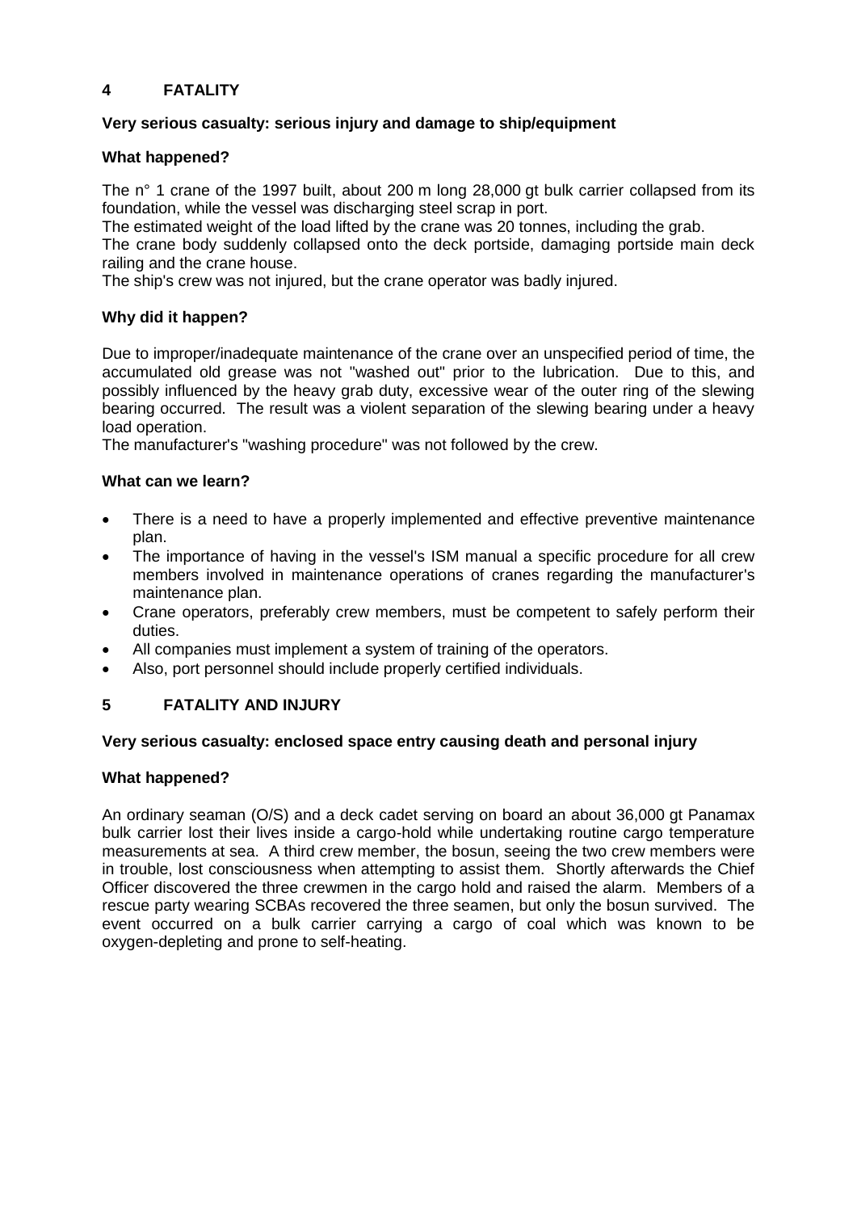## 4 FATALITY

### Very serious casualty: serious injury and damage to ship/equipment

### What happened?

The n° 1 crane of the 1997 built, about 200 m long 28,000 gt bulk carrier collapsed from its foundation, while the vessel was discharging steel scrap in port.
The estimated weight of the load lifted by the crane was 20 tonnes, including the grab.
The crane body suddenly collapsed onto the deck portside, damaging portside main deck railing and the crane house.
The ship's crew was not injured, but the crane operator was badly injured.

### Why did it happen?

Due to improper/inadequate maintenance of the crane over an unspecified period of time, the accumulated old grease was not "washed out" prior to the lubrication. Due to this, and possibly influenced by the heavy grab duty, excessive wear of the outer ring of the slewing bearing occurred. The result was a violent separation of the slewing bearing under a heavy load operation.
The manufacturer's "washing procedure" was not followed by the crew.

### What can we learn?

- There is a need to have a properly implemented and effective preventive maintenance plan.
- The importance of having in the vessel's ISM manual a specific procedure for all crew members involved in maintenance operations of cranes regarding the manufacturer's maintenance plan.
- Crane operators, preferably crew members, must be competent to safely perform their duties.
- All companies must implement a system of training of the operators.
- Also, port personnel should include properly certified individuals.

## 5 FATALITY AND INJURY

### Very serious casualty: enclosed space entry causing death and personal injury

### What happened?

An ordinary seaman (O/S) and a deck cadet serving on board an about 36,000 gt Panamax bulk carrier lost their lives inside a cargo-hold while undertaking routine cargo temperature measurements at sea. A third crew member, the bosun, seeing the two crew members were in trouble, lost consciousness when attempting to assist them. Shortly afterwards the Chief Officer discovered the three crewmen in the cargo hold and raised the alarm. Members of a rescue party wearing SCBAs recovered the three seamen, but only the bosun survived. The event occurred on a bulk carrier carrying a cargo of coal which was known to be oxygen-depleting and prone to self-heating.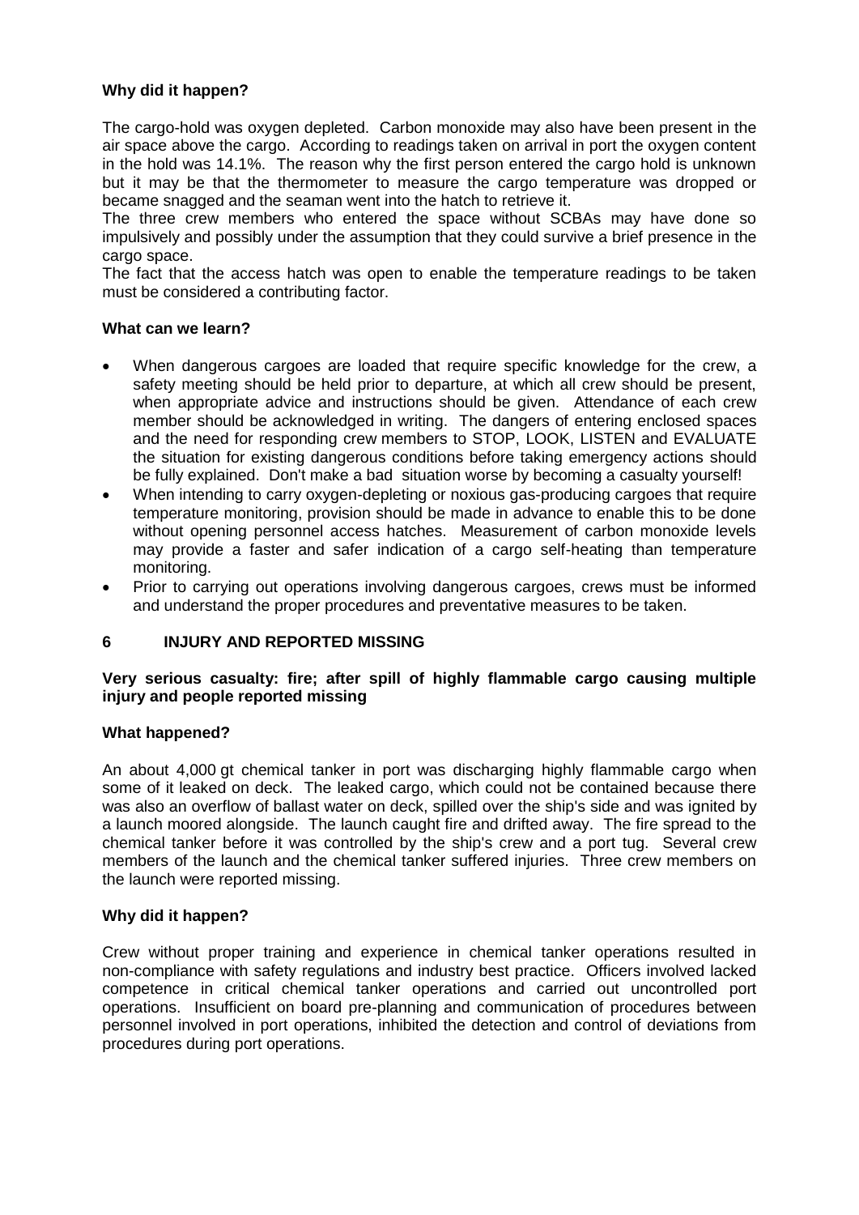**Why did it happen?**

The cargo-hold was oxygen depleted. Carbon monoxide may also have been present in the air space above the cargo. According to readings taken on arrival in port the oxygen content in the hold was 14.1%. The reason why the first person entered the cargo hold is unknown but it may be that the thermometer to measure the cargo temperature was dropped or became snagged and the seaman went into the hatch to retrieve it.

The three crew members who entered the space without SCBAs may have done so impulsively and possibly under the assumption that they could survive a brief presence in the cargo space.

The fact that the access hatch was open to enable the temperature readings to be taken must be considered a contributing factor.

**What can we learn?**

- When dangerous cargoes are loaded that require specific knowledge for the crew, a safety meeting should be held prior to departure, at which all crew should be present, when appropriate advice and instructions should be given. Attendance of each crew member should be acknowledged in writing. The dangers of entering enclosed spaces and the need for responding crew members to STOP, LOOK, LISTEN and EVALUATE the situation for existing dangerous conditions before taking emergency actions should be fully explained. Don't make a bad situation worse by becoming a casualty yourself!
- When intending to carry oxygen-depleting or noxious gas-producing cargoes that require temperature monitoring, provision should be made in advance to enable this to be done without opening personnel access hatches. Measurement of carbon monoxide levels may provide a faster and safer indication of a cargo self-heating than temperature monitoring.
- Prior to carrying out operations involving dangerous cargoes, crews must be informed and understand the proper procedures and preventative measures to be taken.

## 6 INJURY AND REPORTED MISSING

**Very serious casualty: fire; after spill of highly flammable cargo causing multiple injury and people reported missing**

**What happened?**

An about 4,000 gt chemical tanker in port was discharging highly flammable cargo when some of it leaked on deck. The leaked cargo, which could not be contained because there was also an overflow of ballast water on deck, spilled over the ship's side and was ignited by a launch moored alongside. The launch caught fire and drifted away. The fire spread to the chemical tanker before it was controlled by the ship's crew and a port tug. Several crew members of the launch and the chemical tanker suffered injuries. Three crew members on the launch were reported missing.

**Why did it happen?**

Crew without proper training and experience in chemical tanker operations resulted in non-compliance with safety regulations and industry best practice. Officers involved lacked competence in critical chemical tanker operations and carried out uncontrolled port operations. Insufficient on board pre-planning and communication of procedures between personnel involved in port operations, inhibited the detection and control of deviations from procedures during port operations.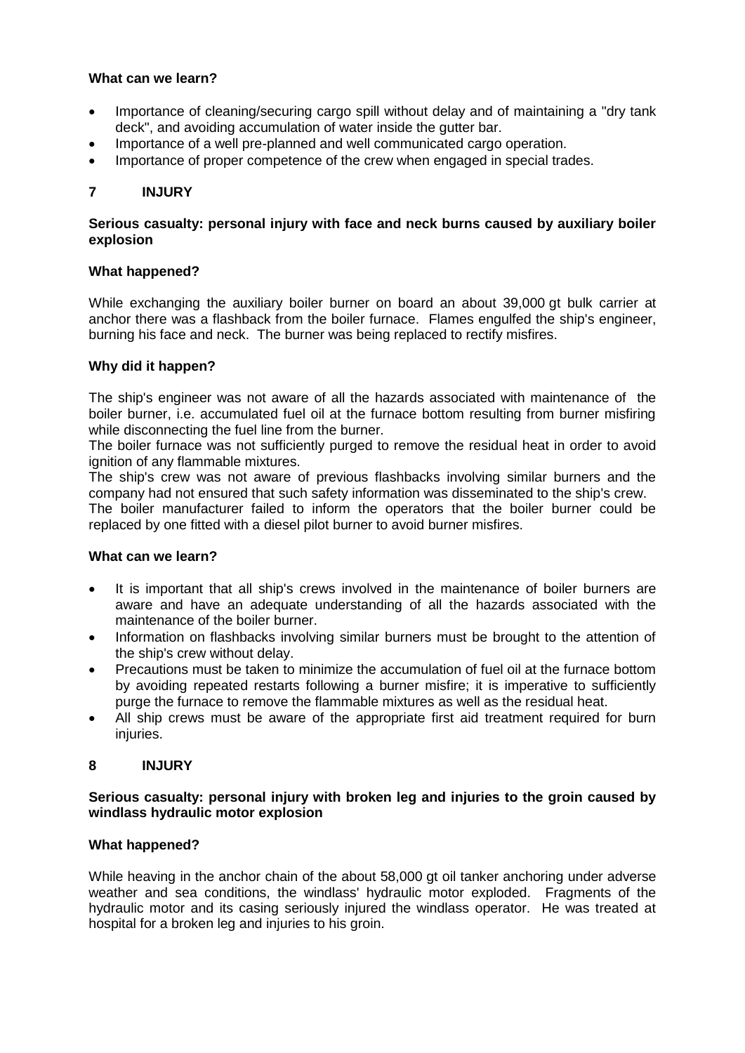**What can we learn?**

- Importance of cleaning/securing cargo spill without delay and of maintaining a "dry tank deck", and avoiding accumulation of water inside the gutter bar.
- Importance of a well pre-planned and well communicated cargo operation.
- Importance of proper competence of the crew when engaged in special trades.

## 7 INJURY

**Serious casualty: personal injury with face and neck burns caused by auxiliary boiler explosion**

**What happened?**

While exchanging the auxiliary boiler burner on board an about 39,000 gt bulk carrier at anchor there was a flashback from the boiler furnace. Flames engulfed the ship's engineer, burning his face and neck. The burner was being replaced to rectify misfires.

**Why did it happen?**

The ship's engineer was not aware of all the hazards associated with maintenance of the boiler burner, i.e. accumulated fuel oil at the furnace bottom resulting from burner misfiring while disconnecting the fuel line from the burner.

The boiler furnace was not sufficiently purged to remove the residual heat in order to avoid ignition of any flammable mixtures.

The ship's crew was not aware of previous flashbacks involving similar burners and the company had not ensured that such safety information was disseminated to the ship's crew.

The boiler manufacturer failed to inform the operators that the boiler burner could be replaced by one fitted with a diesel pilot burner to avoid burner misfires.

**What can we learn?**

- It is important that all ship's crews involved in the maintenance of boiler burners are aware and have an adequate understanding of all the hazards associated with the maintenance of the boiler burner.
- Information on flashbacks involving similar burners must be brought to the attention of the ship's crew without delay.
- Precautions must be taken to minimize the accumulation of fuel oil at the furnace bottom by avoiding repeated restarts following a burner misfire; it is imperative to sufficiently purge the furnace to remove the flammable mixtures as well as the residual heat.
- All ship crews must be aware of the appropriate first aid treatment required for burn injuries.

## 8 INJURY

**Serious casualty: personal injury with broken leg and injuries to the groin caused by windlass hydraulic motor explosion**

**What happened?**

While heaving in the anchor chain of the about 58,000 gt oil tanker anchoring under adverse weather and sea conditions, the windlass' hydraulic motor exploded. Fragments of the hydraulic motor and its casing seriously injured the windlass operator. He was treated at hospital for a broken leg and injuries to his groin.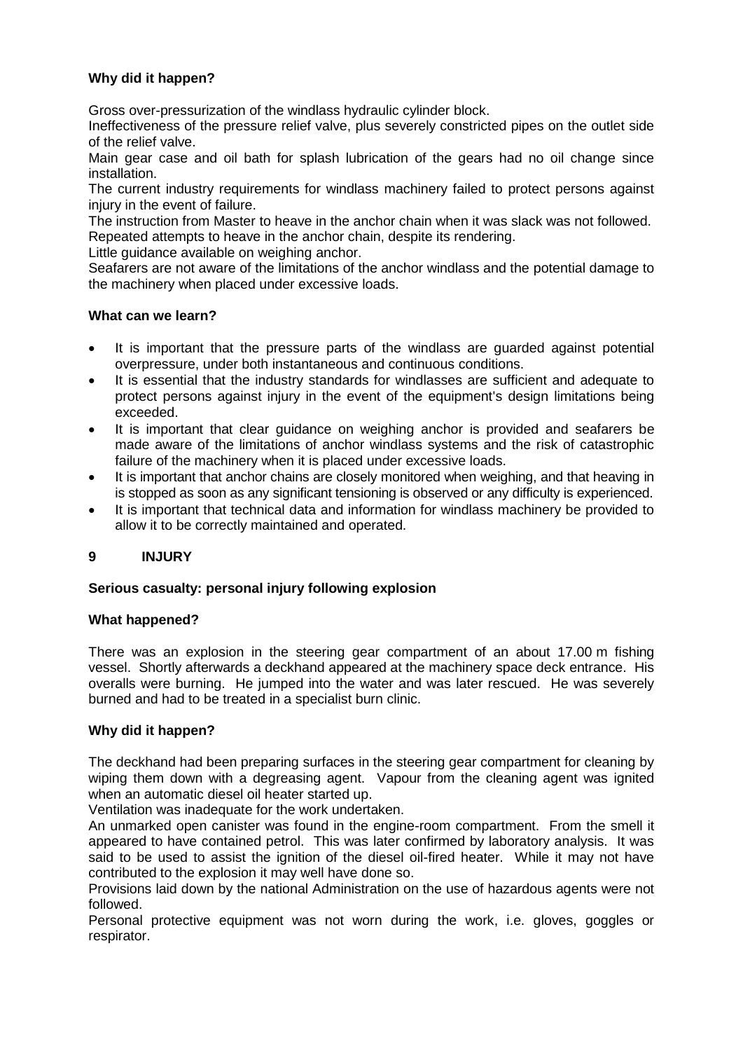**Why did it happen?**

Gross over-pressurization of the windlass hydraulic cylinder block.

Ineffectiveness of the pressure relief valve, plus severely constricted pipes on the outlet side of the relief valve.

Main gear case and oil bath for splash lubrication of the gears had no oil change since installation.

The current industry requirements for windlass machinery failed to protect persons against injury in the event of failure.

The instruction from Master to heave in the anchor chain when it was slack was not followed.

Repeated attempts to heave in the anchor chain, despite its rendering.

Little guidance available on weighing anchor.

Seafarers are not aware of the limitations of the anchor windlass and the potential damage to the machinery when placed under excessive loads.

**What can we learn?**

- It is important that the pressure parts of the windlass are guarded against potential overpressure, under both instantaneous and continuous conditions.
- It is essential that the industry standards for windlasses are sufficient and adequate to protect persons against injury in the event of the equipment's design limitations being exceeded.
- It is important that clear guidance on weighing anchor is provided and seafarers be made aware of the limitations of anchor windlass systems and the risk of catastrophic failure of the machinery when it is placed under excessive loads.
- It is important that anchor chains are closely monitored when weighing, and that heaving in is stopped as soon as any significant tensioning is observed or any difficulty is experienced.
- It is important that technical data and information for windlass machinery be provided to allow it to be correctly maintained and operated.

## 9 INJURY

**Serious casualty: personal injury following explosion**

**What happened?**

There was an explosion in the steering gear compartment of an about 17.00 m fishing vessel. Shortly afterwards a deckhand appeared at the machinery space deck entrance. His overalls were burning. He jumped into the water and was later rescued. He was severely burned and had to be treated in a specialist burn clinic.

**Why did it happen?**

The deckhand had been preparing surfaces in the steering gear compartment for cleaning by wiping them down with a degreasing agent. Vapour from the cleaning agent was ignited when an automatic diesel oil heater started up.

Ventilation was inadequate for the work undertaken.

An unmarked open canister was found in the engine-room compartment. From the smell it appeared to have contained petrol. This was later confirmed by laboratory analysis. It was said to be used to assist the ignition of the diesel oil-fired heater. While it may not have contributed to the explosion it may well have done so.

Provisions laid down by the national Administration on the use of hazardous agents were not followed.

Personal protective equipment was not worn during the work, i.e. gloves, goggles or respirator.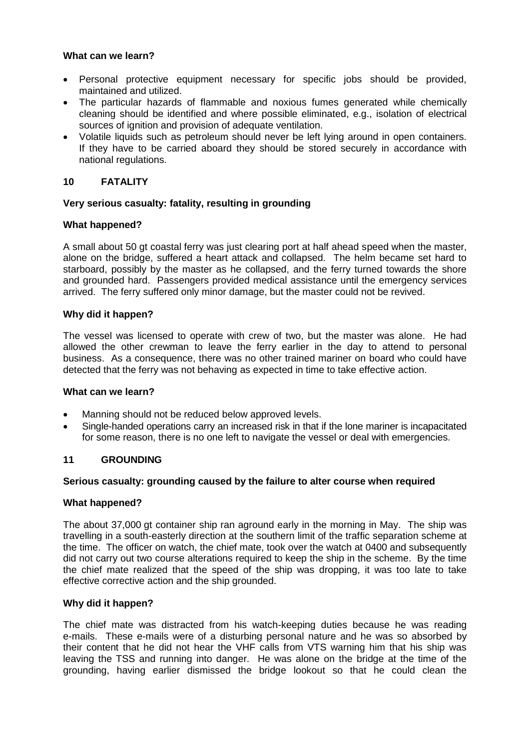**What can we learn?**

- Personal protective equipment necessary for specific jobs should be provided, maintained and utilized.
- The particular hazards of flammable and noxious fumes generated while chemically cleaning should be identified and where possible eliminated, e.g., isolation of electrical sources of ignition and provision of adequate ventilation.
- Volatile liquids such as petroleum should never be left lying around in open containers. If they have to be carried aboard they should be stored securely in accordance with national regulations.

## 10 FATALITY

**Very serious casualty: fatality, resulting in grounding**

**What happened?**

A small about 50 gt coastal ferry was just clearing port at half ahead speed when the master, alone on the bridge, suffered a heart attack and collapsed. The helm became set hard to starboard, possibly by the master as he collapsed, and the ferry turned towards the shore and grounded hard. Passengers provided medical assistance until the emergency services arrived. The ferry suffered only minor damage, but the master could not be revived.

**Why did it happen?**

The vessel was licensed to operate with crew of two, but the master was alone. He had allowed the other crewman to leave the ferry earlier in the day to attend to personal business. As a consequence, there was no other trained mariner on board who could have detected that the ferry was not behaving as expected in time to take effective action.

**What can we learn?**

- Manning should not be reduced below approved levels.
- Single-handed operations carry an increased risk in that if the lone mariner is incapacitated for some reason, there is no one left to navigate the vessel or deal with emergencies.

## 11 GROUNDING

**Serious casualty: grounding caused by the failure to alter course when required**

**What happened?**

The about 37,000 gt container ship ran aground early in the morning in May. The ship was travelling in a south-easterly direction at the southern limit of the traffic separation scheme at the time. The officer on watch, the chief mate, took over the watch at 0400 and subsequently did not carry out two course alterations required to keep the ship in the scheme. By the time the chief mate realized that the speed of the ship was dropping, it was too late to take effective corrective action and the ship grounded.

**Why did it happen?**

The chief mate was distracted from his watch-keeping duties because he was reading e-mails. These e-mails were of a disturbing personal nature and he was so absorbed by their content that he did not hear the VHF calls from VTS warning him that his ship was leaving the TSS and running into danger. He was alone on the bridge at the time of the grounding, having earlier dismissed the bridge lookout so that he could clean the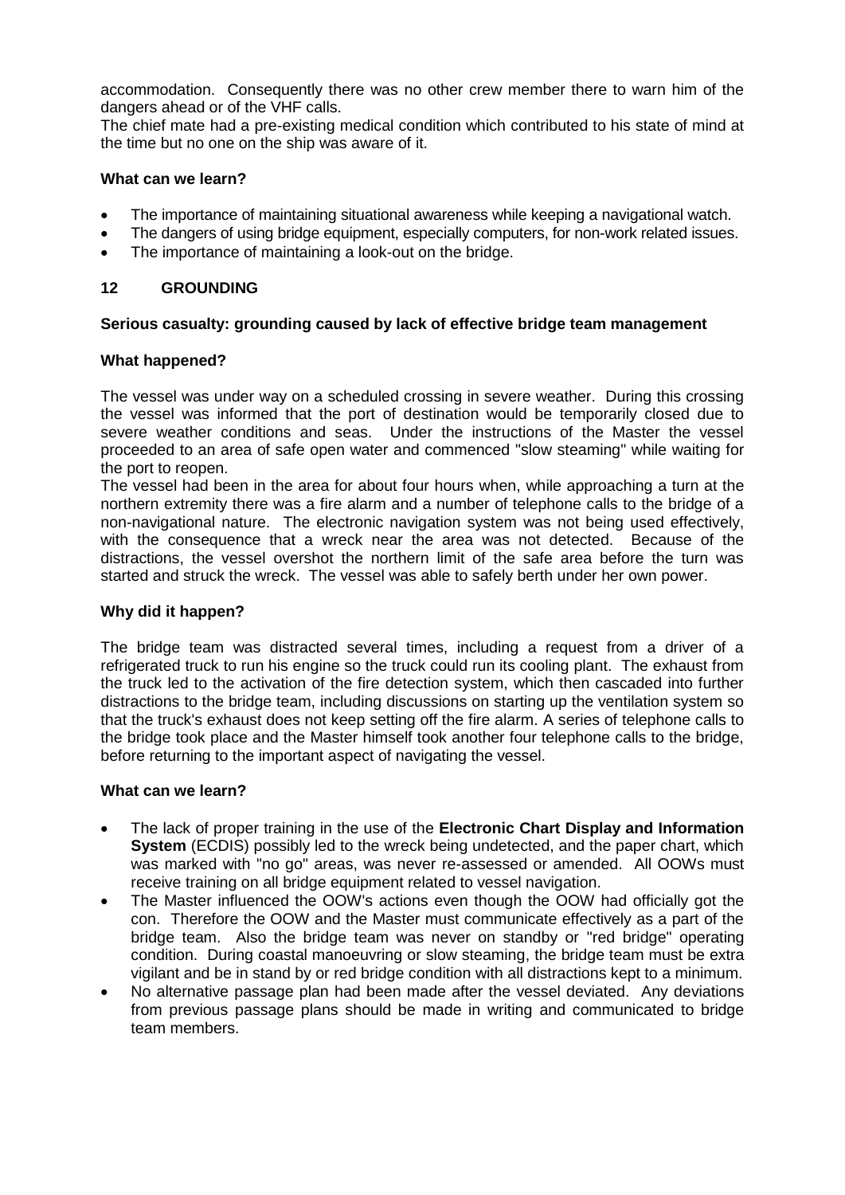accommodation. Consequently there was no other crew member there to warn him of the dangers ahead or of the VHF calls.
The chief mate had a pre-existing medical condition which contributed to his state of mind at the time but no one on the ship was aware of it.

**What can we learn?**

- The importance of maintaining situational awareness while keeping a navigational watch.
- The dangers of using bridge equipment, especially computers, for non-work related issues.
- The importance of maintaining a look-out on the bridge.

## 12 GROUNDING

**Serious casualty: grounding caused by lack of effective bridge team management**

**What happened?**

The vessel was under way on a scheduled crossing in severe weather. During this crossing the vessel was informed that the port of destination would be temporarily closed due to severe weather conditions and seas. Under the instructions of the Master the vessel proceeded to an area of safe open water and commenced "slow steaming" while waiting for the port to reopen.
The vessel had been in the area for about four hours when, while approaching a turn at the northern extremity there was a fire alarm and a number of telephone calls to the bridge of a non-navigational nature. The electronic navigation system was not being used effectively, with the consequence that a wreck near the area was not detected. Because of the distractions, the vessel overshot the northern limit of the safe area before the turn was started and struck the wreck. The vessel was able to safely berth under her own power.

**Why did it happen?**

The bridge team was distracted several times, including a request from a driver of a refrigerated truck to run his engine so the truck could run its cooling plant. The exhaust from the truck led to the activation of the fire detection system, which then cascaded into further distractions to the bridge team, including discussions on starting up the ventilation system so that the truck's exhaust does not keep setting off the fire alarm. A series of telephone calls to the bridge took place and the Master himself took another four telephone calls to the bridge, before returning to the important aspect of navigating the vessel.

**What can we learn?**

- The lack of proper training in the use of the **Electronic Chart Display and Information System** (ECDIS) possibly led to the wreck being undetected, and the paper chart, which was marked with "no go" areas, was never re-assessed or amended. All OOWs must receive training on all bridge equipment related to vessel navigation.
- The Master influenced the OOW's actions even though the OOW had officially got the con. Therefore the OOW and the Master must communicate effectively as a part of the bridge team. Also the bridge team was never on standby or "red bridge" operating condition. During coastal manoeuvring or slow steaming, the bridge team must be extra vigilant and be in stand by or red bridge condition with all distractions kept to a minimum.
- No alternative passage plan had been made after the vessel deviated. Any deviations from previous passage plans should be made in writing and communicated to bridge team members.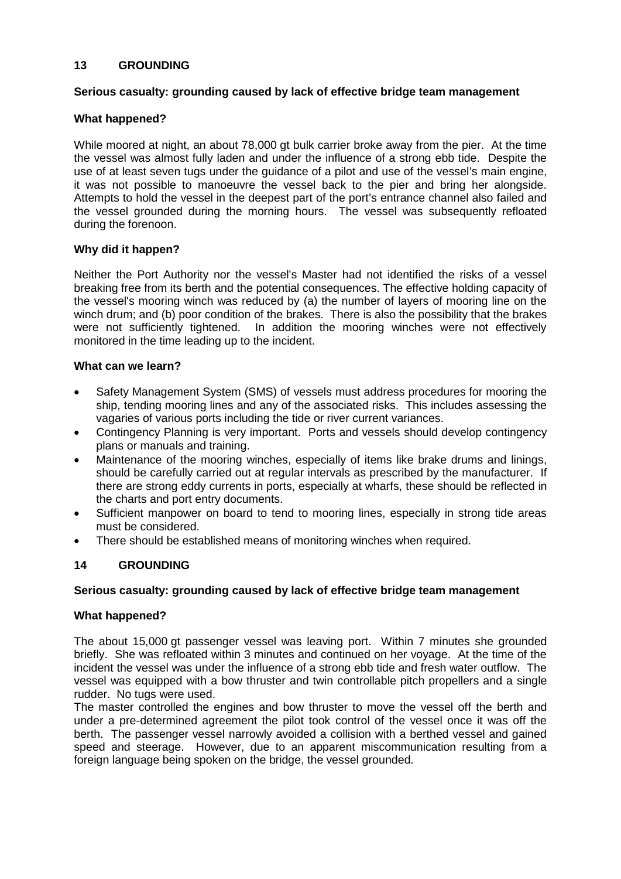## 13 GROUNDING

**Serious casualty: grounding caused by lack of effective bridge team management**

**What happened?**

While moored at night, an about 78,000 gt bulk carrier broke away from the pier. At the time the vessel was almost fully laden and under the influence of a strong ebb tide. Despite the use of at least seven tugs under the guidance of a pilot and use of the vessel's main engine, it was not possible to manoeuvre the vessel back to the pier and bring her alongside. Attempts to hold the vessel in the deepest part of the port's entrance channel also failed and the vessel grounded during the morning hours. The vessel was subsequently refloated during the forenoon.

**Why did it happen?**

Neither the Port Authority nor the vessel's Master had not identified the risks of a vessel breaking free from its berth and the potential consequences. The effective holding capacity of the vessel's mooring winch was reduced by (a) the number of layers of mooring line on the winch drum; and (b) poor condition of the brakes. There is also the possibility that the brakes were not sufficiently tightened. In addition the mooring winches were not effectively monitored in the time leading up to the incident.

**What can we learn?**

- Safety Management System (SMS) of vessels must address procedures for mooring the ship, tending mooring lines and any of the associated risks. This includes assessing the vagaries of various ports including the tide or river current variances.
- Contingency Planning is very important. Ports and vessels should develop contingency plans or manuals and training.
- Maintenance of the mooring winches, especially of items like brake drums and linings, should be carefully carried out at regular intervals as prescribed by the manufacturer. If there are strong eddy currents in ports, especially at wharfs, these should be reflected in the charts and port entry documents.
- Sufficient manpower on board to tend to mooring lines, especially in strong tide areas must be considered.
- There should be established means of monitoring winches when required.

## 14 GROUNDING

**Serious casualty: grounding caused by lack of effective bridge team management**

**What happened?**

The about 15,000 gt passenger vessel was leaving port. Within 7 minutes she grounded briefly. She was refloated within 3 minutes and continued on her voyage. At the time of the incident the vessel was under the influence of a strong ebb tide and fresh water outflow. The vessel was equipped with a bow thruster and twin controllable pitch propellers and a single rudder. No tugs were used.

The master controlled the engines and bow thruster to move the vessel off the berth and under a pre-determined agreement the pilot took control of the vessel once it was off the berth. The passenger vessel narrowly avoided a collision with a berthed vessel and gained speed and steerage. However, due to an apparent miscommunication resulting from a foreign language being spoken on the bridge, the vessel grounded.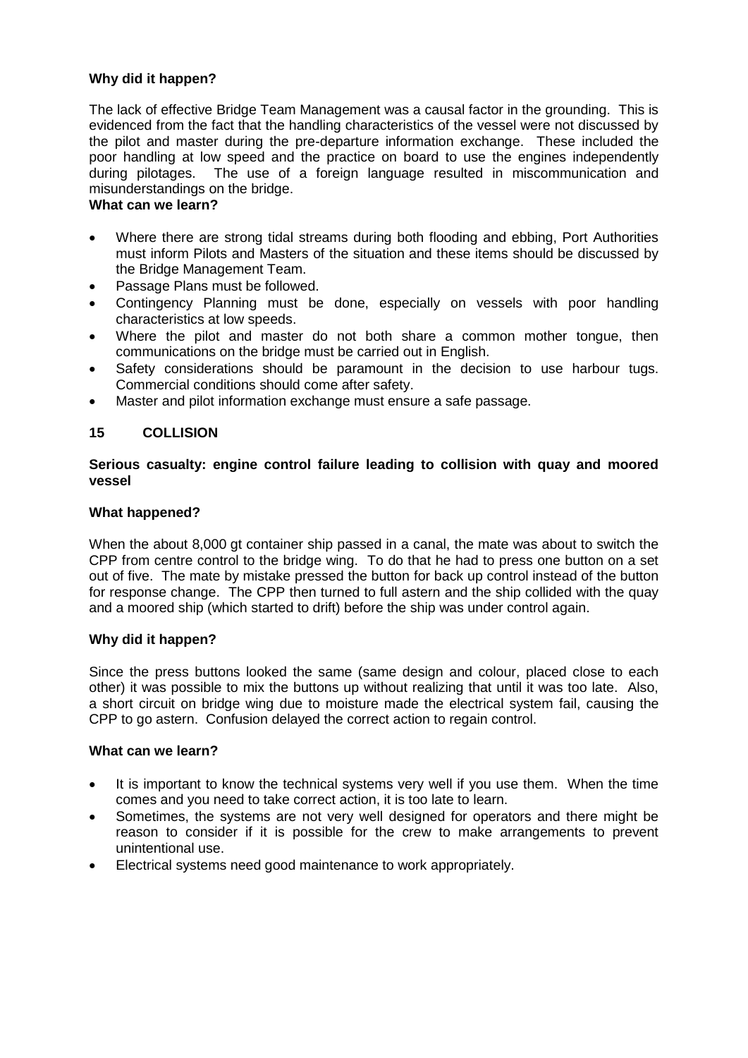**Why did it happen?**

The lack of effective Bridge Team Management was a causal factor in the grounding. This is evidenced from the fact that the handling characteristics of the vessel were not discussed by the pilot and master during the pre-departure information exchange. These included the poor handling at low speed and the practice on board to use the engines independently during pilotages. The use of a foreign language resulted in miscommunication and misunderstandings on the bridge.

**What can we learn?**

- Where there are strong tidal streams during both flooding and ebbing, Port Authorities must inform Pilots and Masters of the situation and these items should be discussed by the Bridge Management Team.
- Passage Plans must be followed.
- Contingency Planning must be done, especially on vessels with poor handling characteristics at low speeds.
- Where the pilot and master do not both share a common mother tongue, then communications on the bridge must be carried out in English.
- Safety considerations should be paramount in the decision to use harbour tugs. Commercial conditions should come after safety.
- Master and pilot information exchange must ensure a safe passage.

## 15 COLLISION

**Serious casualty: engine control failure leading to collision with quay and moored vessel**

**What happened?**

When the about 8,000 gt container ship passed in a canal, the mate was about to switch the CPP from centre control to the bridge wing. To do that he had to press one button on a set out of five. The mate by mistake pressed the button for back up control instead of the button for response change. The CPP then turned to full astern and the ship collided with the quay and a moored ship (which started to drift) before the ship was under control again.

**Why did it happen?**

Since the press buttons looked the same (same design and colour, placed close to each other) it was possible to mix the buttons up without realizing that until it was too late. Also, a short circuit on bridge wing due to moisture made the electrical system fail, causing the CPP to go astern. Confusion delayed the correct action to regain control.

**What can we learn?**

- It is important to know the technical systems very well if you use them. When the time comes and you need to take correct action, it is too late to learn.
- Sometimes, the systems are not very well designed for operators and there might be reason to consider if it is possible for the crew to make arrangements to prevent unintentional use.
- Electrical systems need good maintenance to work appropriately.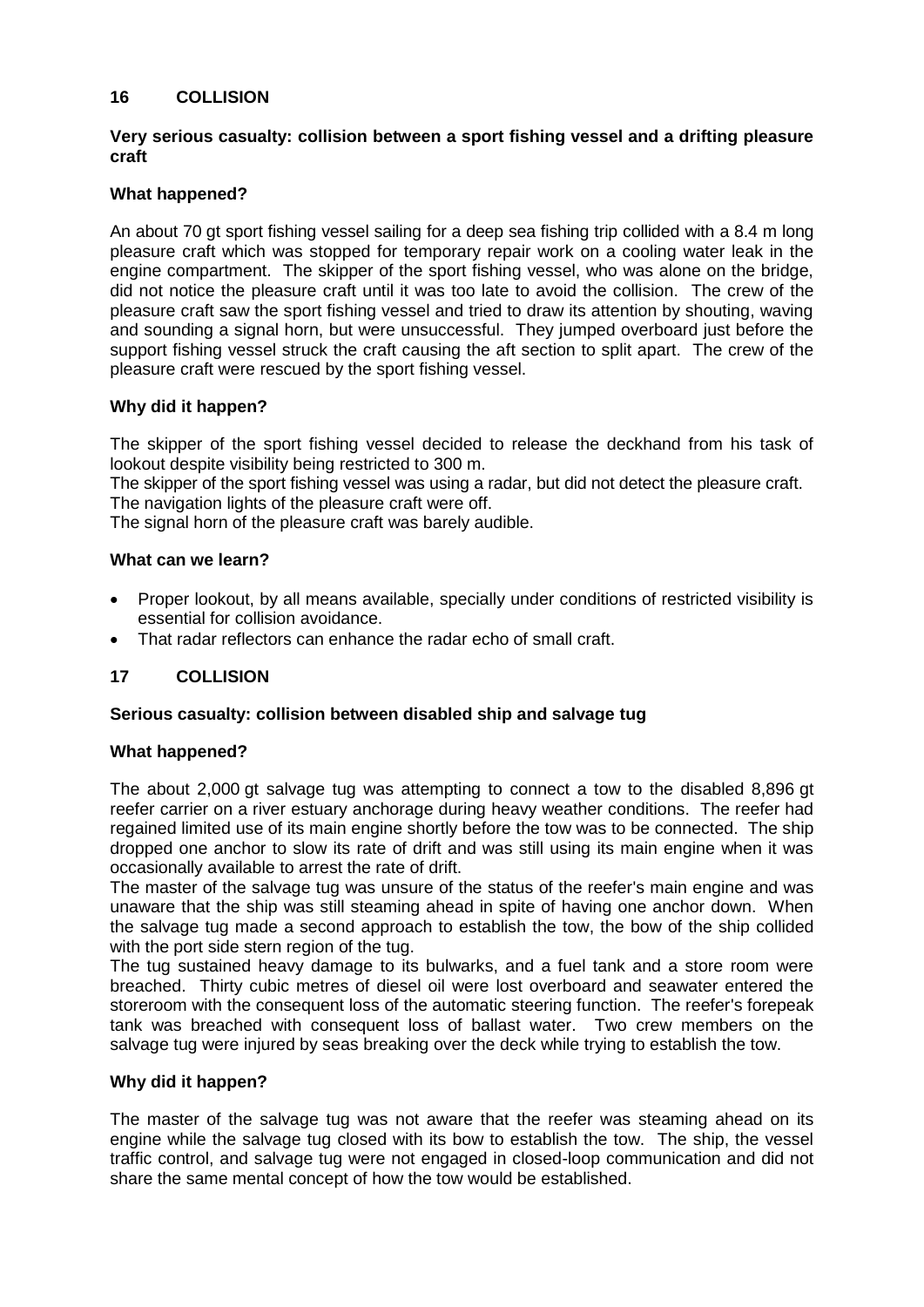## 16 COLLISION

**Very serious casualty: collision between a sport fishing vessel and a drifting pleasure craft**

**What happened?**

An about 70 gt sport fishing vessel sailing for a deep sea fishing trip collided with a 8.4 m long pleasure craft which was stopped for temporary repair work on a cooling water leak in the engine compartment. The skipper of the sport fishing vessel, who was alone on the bridge, did not notice the pleasure craft until it was too late to avoid the collision. The crew of the pleasure craft saw the sport fishing vessel and tried to draw its attention by shouting, waving and sounding a signal horn, but were unsuccessful. They jumped overboard just before the support fishing vessel struck the craft causing the aft section to split apart. The crew of the pleasure craft were rescued by the sport fishing vessel.

**Why did it happen?**

The skipper of the sport fishing vessel decided to release the deckhand from his task of lookout despite visibility being restricted to 300 m.
The skipper of the sport fishing vessel was using a radar, but did not detect the pleasure craft.
The navigation lights of the pleasure craft were off.
The signal horn of the pleasure craft was barely audible.

**What can we learn?**

- Proper lookout, by all means available, specially under conditions of restricted visibility is essential for collision avoidance.
- That radar reflectors can enhance the radar echo of small craft.

## 17 COLLISION

**Serious casualty: collision between disabled ship and salvage tug**

**What happened?**

The about 2,000 gt salvage tug was attempting to connect a tow to the disabled 8,896 gt reefer carrier on a river estuary anchorage during heavy weather conditions. The reefer had regained limited use of its main engine shortly before the tow was to be connected. The ship dropped one anchor to slow its rate of drift and was still using its main engine when it was occasionally available to arrest the rate of drift.
The master of the salvage tug was unsure of the status of the reefer's main engine and was unaware that the ship was still steaming ahead in spite of having one anchor down. When the salvage tug made a second approach to establish the tow, the bow of the ship collided with the port side stern region of the tug.
The tug sustained heavy damage to its bulwarks, and a fuel tank and a store room were breached. Thirty cubic metres of diesel oil were lost overboard and seawater entered the storeroom with the consequent loss of the automatic steering function. The reefer's forepeak tank was breached with consequent loss of ballast water. Two crew members on the salvage tug were injured by seas breaking over the deck while trying to establish the tow.

**Why did it happen?**

The master of the salvage tug was not aware that the reefer was steaming ahead on its engine while the salvage tug closed with its bow to establish the tow. The ship, the vessel traffic control, and salvage tug were not engaged in closed-loop communication and did not share the same mental concept of how the tow would be established.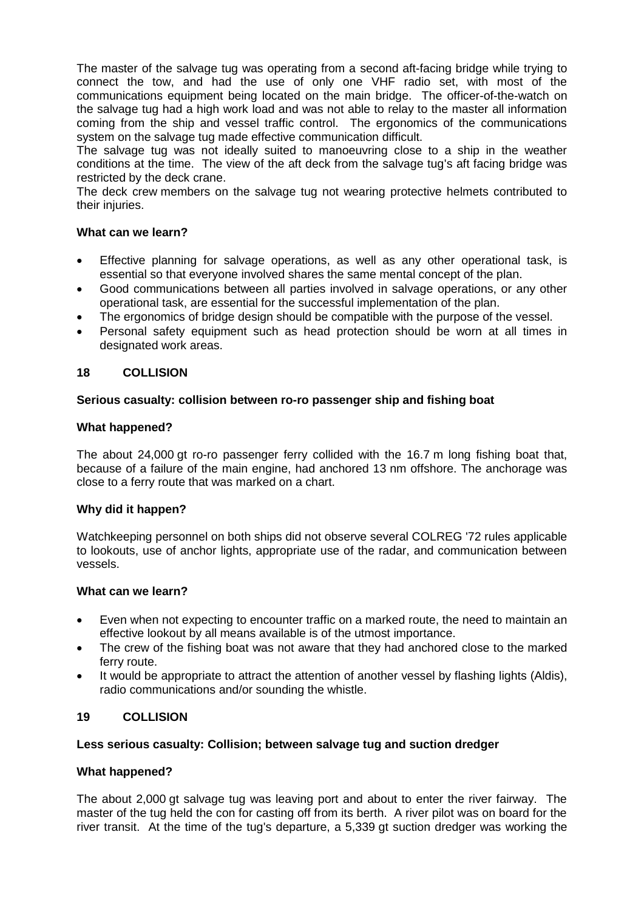The master of the salvage tug was operating from a second aft-facing bridge while trying to connect the tow, and had the use of only one VHF radio set, with most of the communications equipment being located on the main bridge. The officer-of-the-watch on the salvage tug had a high work load and was not able to relay to the master all information coming from the ship and vessel traffic control. The ergonomics of the communications system on the salvage tug made effective communication difficult.

The salvage tug was not ideally suited to manoeuvring close to a ship in the weather conditions at the time. The view of the aft deck from the salvage tug's aft facing bridge was restricted by the deck crane.

The deck crew members on the salvage tug not wearing protective helmets contributed to their injuries.

**What can we learn?**

- Effective planning for salvage operations, as well as any other operational task, is essential so that everyone involved shares the same mental concept of the plan.
- Good communications between all parties involved in salvage operations, or any other operational task, are essential for the successful implementation of the plan.
- The ergonomics of bridge design should be compatible with the purpose of the vessel.
- Personal safety equipment such as head protection should be worn at all times in designated work areas.

## 18 COLLISION

**Serious casualty: collision between ro-ro passenger ship and fishing boat**

**What happened?**

The about 24,000 gt ro-ro passenger ferry collided with the 16.7 m long fishing boat that, because of a failure of the main engine, had anchored 13 nm offshore. The anchorage was close to a ferry route that was marked on a chart.

**Why did it happen?**

Watchkeeping personnel on both ships did not observe several COLREG '72 rules applicable to lookouts, use of anchor lights, appropriate use of the radar, and communication between vessels.

**What can we learn?**

- Even when not expecting to encounter traffic on a marked route, the need to maintain an effective lookout by all means available is of the utmost importance.
- The crew of the fishing boat was not aware that they had anchored close to the marked ferry route.
- It would be appropriate to attract the attention of another vessel by flashing lights (Aldis), radio communications and/or sounding the whistle.

## 19 COLLISION

**Less serious casualty: Collision; between salvage tug and suction dredger**

**What happened?**

The about 2,000 gt salvage tug was leaving port and about to enter the river fairway. The master of the tug held the con for casting off from its berth. A river pilot was on board for the river transit. At the time of the tug's departure, a 5,339 gt suction dredger was working the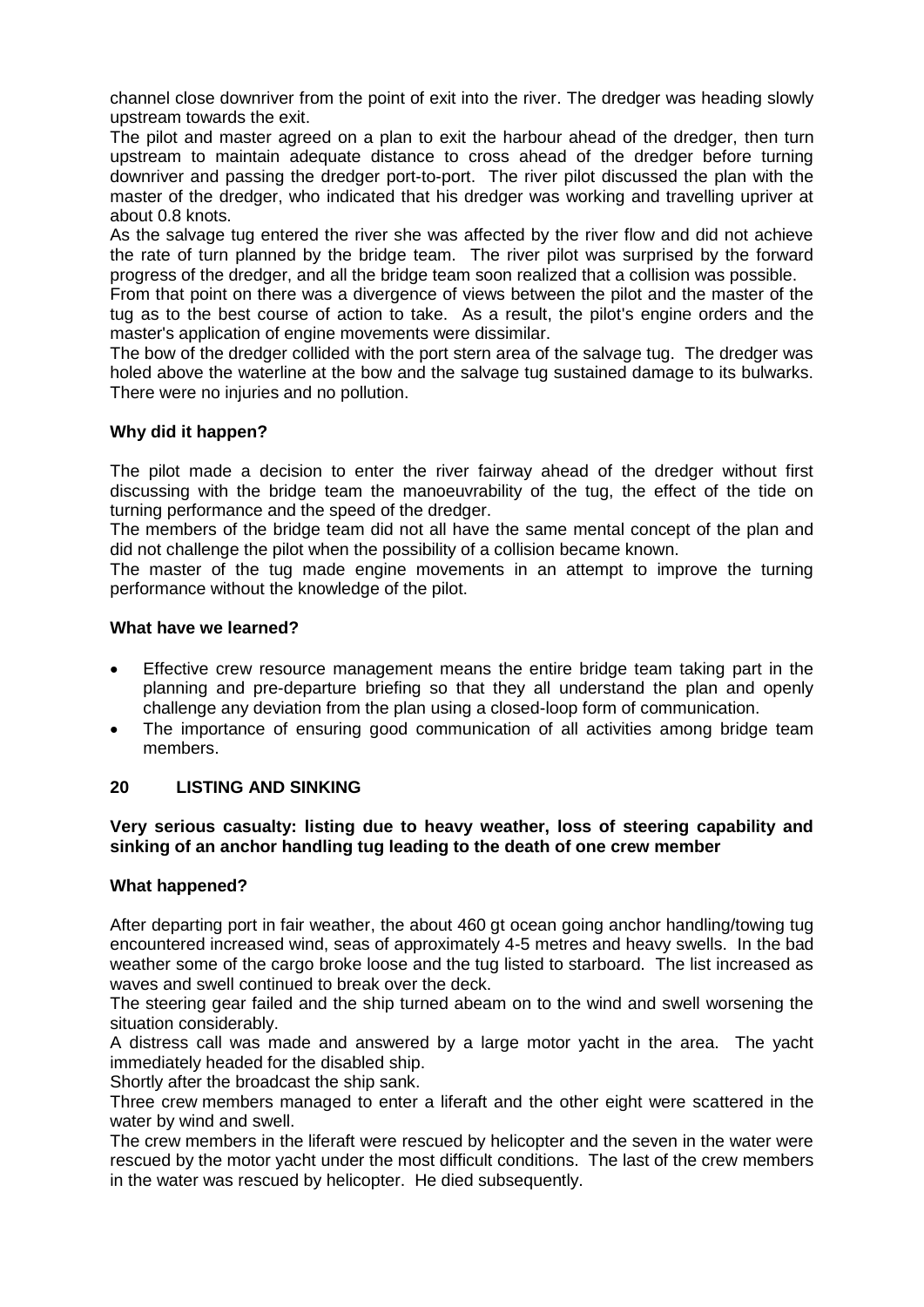channel close downriver from the point of exit into the river. The dredger was heading slowly upstream towards the exit.

The pilot and master agreed on a plan to exit the harbour ahead of the dredger, then turn upstream to maintain adequate distance to cross ahead of the dredger before turning downriver and passing the dredger port-to-port. The river pilot discussed the plan with the master of the dredger, who indicated that his dredger was working and travelling upriver at about 0.8 knots.

As the salvage tug entered the river she was affected by the river flow and did not achieve the rate of turn planned by the bridge team. The river pilot was surprised by the forward progress of the dredger, and all the bridge team soon realized that a collision was possible.

From that point on there was a divergence of views between the pilot and the master of the tug as to the best course of action to take. As a result, the pilot's engine orders and the master's application of engine movements were dissimilar.

The bow of the dredger collided with the port stern area of the salvage tug. The dredger was holed above the waterline at the bow and the salvage tug sustained damage to its bulwarks. There were no injuries and no pollution.

**Why did it happen?**

The pilot made a decision to enter the river fairway ahead of the dredger without first discussing with the bridge team the manoeuvrability of the tug, the effect of the tide on turning performance and the speed of the dredger.

The members of the bridge team did not all have the same mental concept of the plan and did not challenge the pilot when the possibility of a collision became known.

The master of the tug made engine movements in an attempt to improve the turning performance without the knowledge of the pilot.

**What have we learned?**

- Effective crew resource management means the entire bridge team taking part in the planning and pre-departure briefing so that they all understand the plan and openly challenge any deviation from the plan using a closed-loop form of communication.
- The importance of ensuring good communication of all activities among bridge team members.

## 20 LISTING AND SINKING

**Very serious casualty: listing due to heavy weather, loss of steering capability and sinking of an anchor handling tug leading to the death of one crew member**

**What happened?**

After departing port in fair weather, the about 460 gt ocean going anchor handling/towing tug encountered increased wind, seas of approximately 4-5 metres and heavy swells. In the bad weather some of the cargo broke loose and the tug listed to starboard. The list increased as waves and swell continued to break over the deck.

The steering gear failed and the ship turned abeam on to the wind and swell worsening the situation considerably.

A distress call was made and answered by a large motor yacht in the area. The yacht immediately headed for the disabled ship.

Shortly after the broadcast the ship sank.

Three crew members managed to enter a liferaft and the other eight were scattered in the water by wind and swell.

The crew members in the liferaft were rescued by helicopter and the seven in the water were rescued by the motor yacht under the most difficult conditions. The last of the crew members in the water was rescued by helicopter. He died subsequently.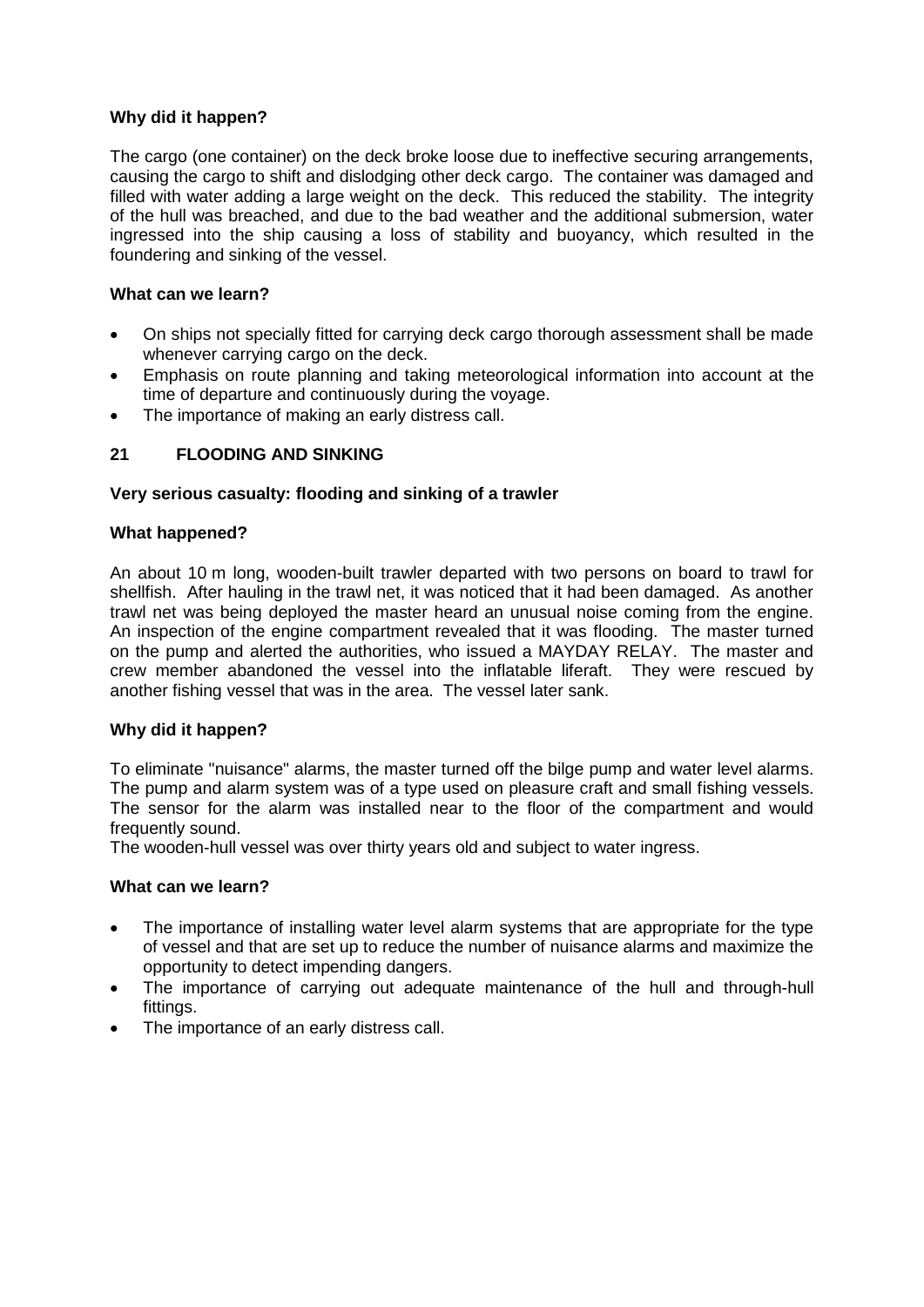**Why did it happen?**

The cargo (one container) on the deck broke loose due to ineffective securing arrangements, causing the cargo to shift and dislodging other deck cargo. The container was damaged and filled with water adding a large weight on the deck. This reduced the stability. The integrity of the hull was breached, and due to the bad weather and the additional submersion, water ingressed into the ship causing a loss of stability and buoyancy, which resulted in the foundering and sinking of the vessel.

**What can we learn?**

- On ships not specially fitted for carrying deck cargo thorough assessment shall be made whenever carrying cargo on the deck.
- Emphasis on route planning and taking meteorological information into account at the time of departure and continuously during the voyage.
- The importance of making an early distress call.

## 21 FLOODING AND SINKING

**Very serious casualty: flooding and sinking of a trawler**

**What happened?**

An about 10 m long, wooden-built trawler departed with two persons on board to trawl for shellfish. After hauling in the trawl net, it was noticed that it had been damaged. As another trawl net was being deployed the master heard an unusual noise coming from the engine. An inspection of the engine compartment revealed that it was flooding. The master turned on the pump and alerted the authorities, who issued a MAYDAY RELAY. The master and crew member abandoned the vessel into the inflatable liferaft. They were rescued by another fishing vessel that was in the area. The vessel later sank.

**Why did it happen?**

To eliminate "nuisance" alarms, the master turned off the bilge pump and water level alarms. The pump and alarm system was of a type used on pleasure craft and small fishing vessels. The sensor for the alarm was installed near to the floor of the compartment and would frequently sound.

The wooden-hull vessel was over thirty years old and subject to water ingress.

**What can we learn?**

- The importance of installing water level alarm systems that are appropriate for the type of vessel and that are set up to reduce the number of nuisance alarms and maximize the opportunity to detect impending dangers.
- The importance of carrying out adequate maintenance of the hull and through-hull fittings.
- The importance of an early distress call.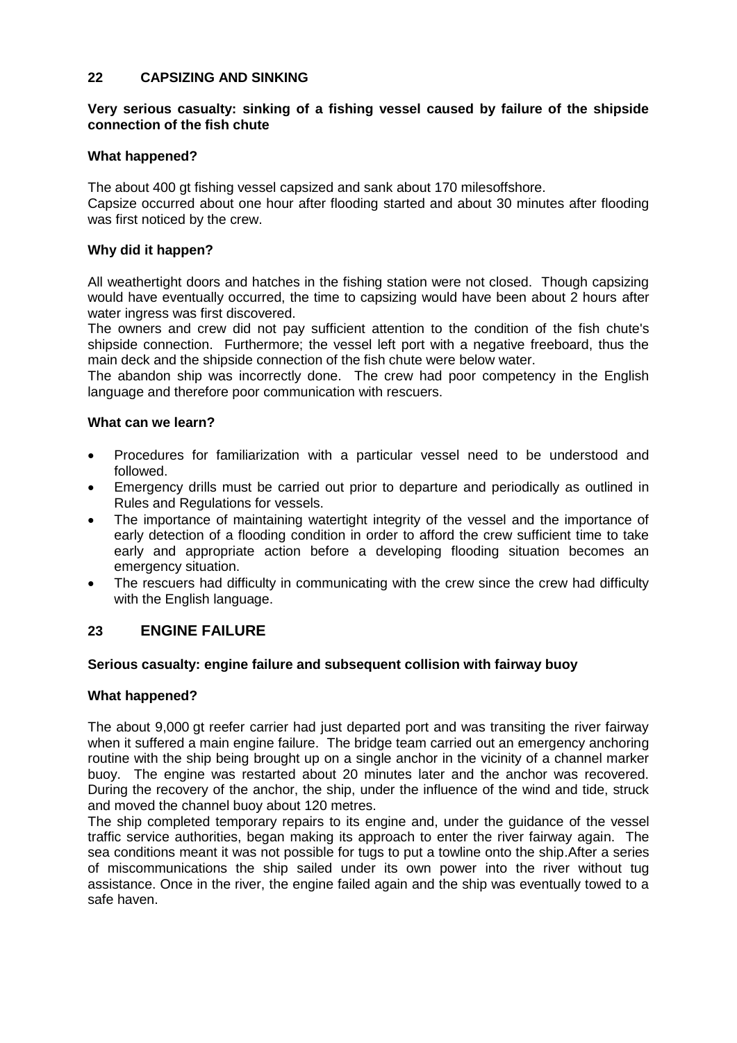## 22 CAPSIZING AND SINKING

**Very serious casualty: sinking of a fishing vessel caused by failure of the shipside connection of the fish chute**

**What happened?**

The about 400 gt fishing vessel capsized and sank about 170 milesoffshore.
Capsize occurred about one hour after flooding started and about 30 minutes after flooding was first noticed by the crew.

**Why did it happen?**

All weathertight doors and hatches in the fishing station were not closed. Though capsizing would have eventually occurred, the time to capsizing would have been about 2 hours after water ingress was first discovered.
The owners and crew did not pay sufficient attention to the condition of the fish chute's shipside connection. Furthermore; the vessel left port with a negative freeboard, thus the main deck and the shipside connection of the fish chute were below water.
The abandon ship was incorrectly done. The crew had poor competency in the English language and therefore poor communication with rescuers.

**What can we learn?**

- Procedures for familiarization with a particular vessel need to be understood and followed.
- Emergency drills must be carried out prior to departure and periodically as outlined in Rules and Regulations for vessels.
- The importance of maintaining watertight integrity of the vessel and the importance of early detection of a flooding condition in order to afford the crew sufficient time to take early and appropriate action before a developing flooding situation becomes an emergency situation.
- The rescuers had difficulty in communicating with the crew since the crew had difficulty with the English language.

## 23 ENGINE FAILURE

**Serious casualty: engine failure and subsequent collision with fairway buoy**

**What happened?**

The about 9,000 gt reefer carrier had just departed port and was transiting the river fairway when it suffered a main engine failure. The bridge team carried out an emergency anchoring routine with the ship being brought up on a single anchor in the vicinity of a channel marker buoy. The engine was restarted about 20 minutes later and the anchor was recovered. During the recovery of the anchor, the ship, under the influence of the wind and tide, struck and moved the channel buoy about 120 metres.
The ship completed temporary repairs to its engine and, under the guidance of the vessel traffic service authorities, began making its approach to enter the river fairway again. The sea conditions meant it was not possible for tugs to put a towline onto the ship.After a series of miscommunications the ship sailed under its own power into the river without tug assistance. Once in the river, the engine failed again and the ship was eventually towed to a safe haven.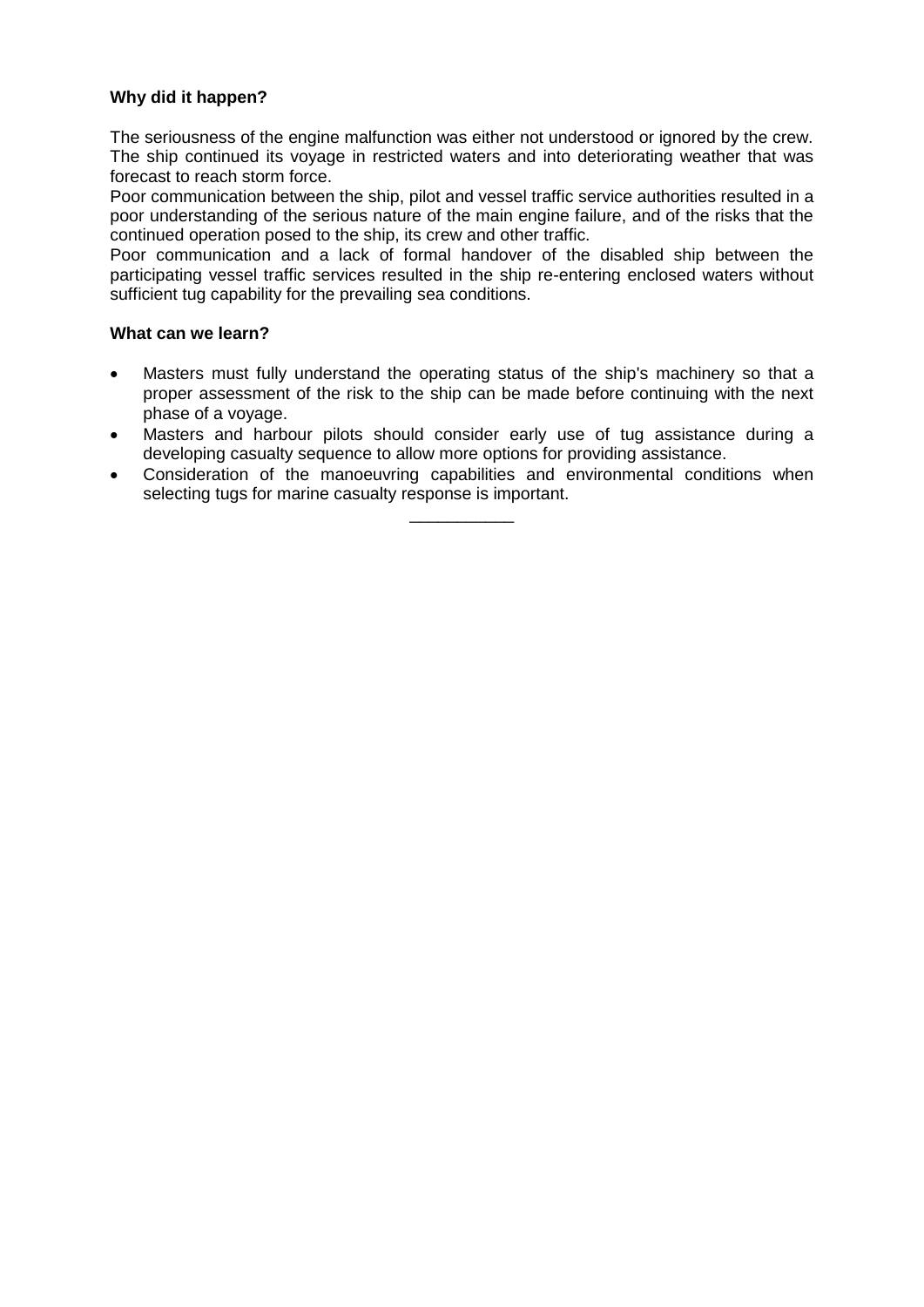**Why did it happen?**

The seriousness of the engine malfunction was either not understood or ignored by the crew. The ship continued its voyage in restricted waters and into deteriorating weather that was forecast to reach storm force.

Poor communication between the ship, pilot and vessel traffic service authorities resulted in a poor understanding of the serious nature of the main engine failure, and of the risks that the continued operation posed to the ship, its crew and other traffic.

Poor communication and a lack of formal handover of the disabled ship between the participating vessel traffic services resulted in the ship re-entering enclosed waters without sufficient tug capability for the prevailing sea conditions.

**What can we learn?**

- Masters must fully understand the operating status of the ship's machinery so that a proper assessment of the risk to the ship can be made before continuing with the next phase of a voyage.
- Masters and harbour pilots should consider early use of tug assistance during a developing casualty sequence to allow more options for providing assistance.
- Consideration of the manoeuvring capabilities and environmental conditions when selecting tugs for marine casualty response is important.

___________